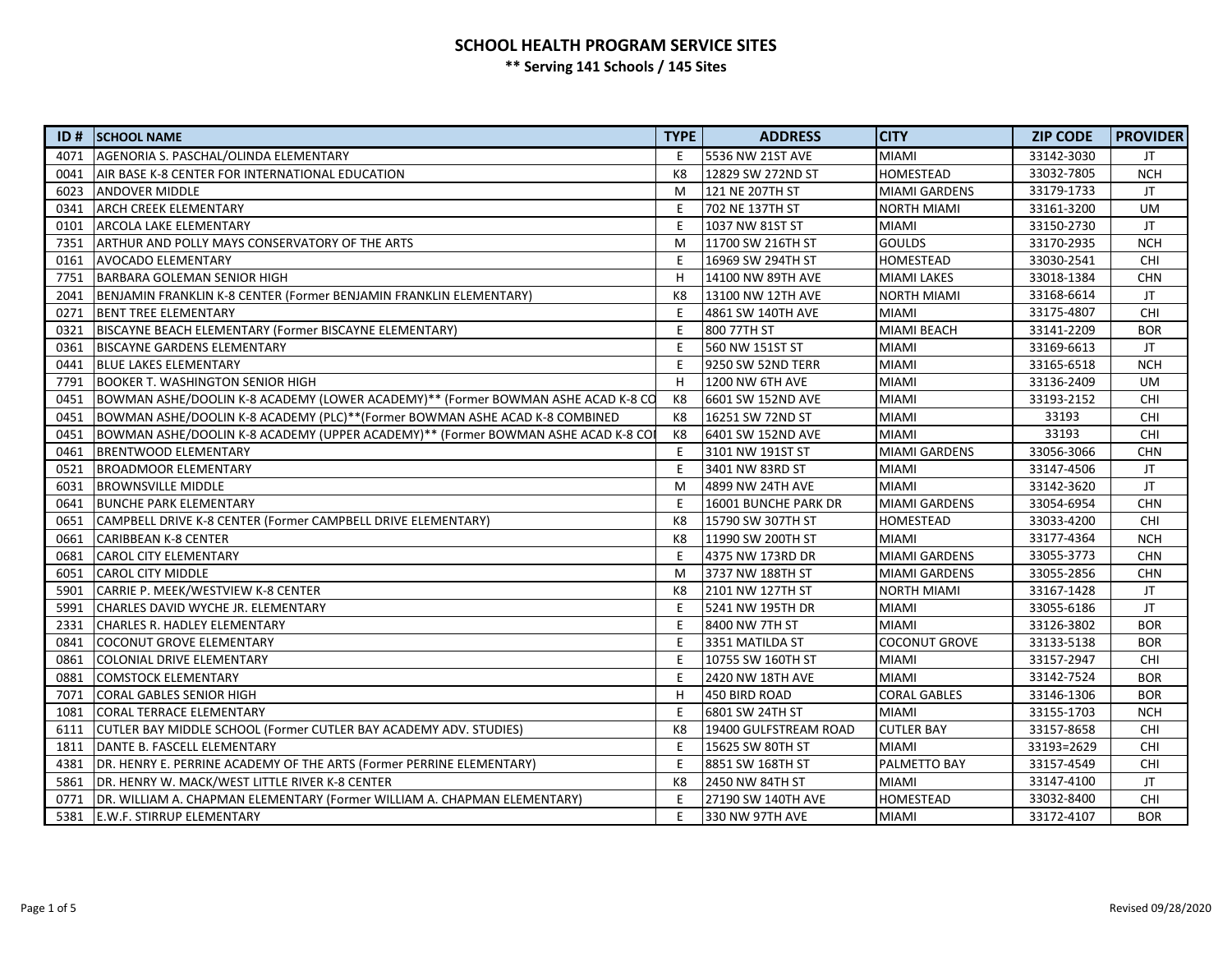# SCHOOL HEALTH PROGRAM SERVICE SITES

**\*\* Serving 141 Schools / 145 Sites**

| ID # | SCHOOL NAME | TYPE | ADDRESS | CITY | ZIP CODE | PROVIDER |
|---|---|---|---|---|---|---|
| 4071 | AGENORIA S. PASCHAL/OLINDA ELEMENTARY | E | 5536 NW 21ST AVE | MIAMI | 33142-3030 | JT |
| 0041 | AIR BASE K-8 CENTER FOR INTERNATIONAL EDUCATION | K8 | 12829 SW 272ND ST | HOMESTEAD | 33032-7805 | NCH |
| 6023 | ANDOVER MIDDLE | M | 121 NE 207TH ST | MIAMI GARDENS | 33179-1733 | JT |
| 0341 | ARCH CREEK ELEMENTARY | E | 702 NE 137TH ST | NORTH MIAMI | 33161-3200 | UM |
| 0101 | ARCOLA LAKE ELEMENTARY | E | 1037 NW 81ST ST | MIAMI | 33150-2730 | JT |
| 7351 | ARTHUR AND POLLY MAYS CONSERVATORY OF THE ARTS | M | 11700 SW 216TH ST | GOULDS | 33170-2935 | NCH |
| 0161 | AVOCADO ELEMENTARY | E | 16969 SW 294TH ST | HOMESTEAD | 33030-2541 | CHI |
| 7751 | BARBARA GOLEMAN SENIOR HIGH | H | 14100 NW 89TH AVE | MIAMI LAKES | 33018-1384 | CHN |
| 2041 | BENJAMIN FRANKLIN K-8 CENTER (Former BENJAMIN FRANKLIN ELEMENTARY) | K8 | 13100 NW 12TH AVE | NORTH MIAMI | 33168-6614 | JT |
| 0271 | BENT TREE ELEMENTARY | E | 4861 SW 140TH AVE | MIAMI | 33175-4807 | CHI |
| 0321 | BISCAYNE BEACH ELEMENTARY (Former BISCAYNE ELEMENTARY) | E | 800 77TH ST | MIAMI BEACH | 33141-2209 | BOR |
| 0361 | BISCAYNE GARDENS ELEMENTARY | E | 560 NW 151ST ST | MIAMI | 33169-6613 | JT |
| 0441 | BLUE LAKES ELEMENTARY | E | 9250 SW 52ND TERR | MIAMI | 33165-6518 | NCH |
| 7791 | BOOKER T. WASHINGTON SENIOR HIGH | H | 1200 NW 6TH AVE | MIAMI | 33136-2409 | UM |
| 0451 | BOWMAN ASHE/DOOLIN K-8 ACADEMY (LOWER ACADEMY)** (Former BOWMAN ASHE ACAD K-8 CO | K8 | 6601 SW 152ND AVE | MIAMI | 33193-2152 | CHI |
| 0451 | BOWMAN ASHE/DOOLIN K-8 ACADEMY (PLC)**(Former BOWMAN ASHE ACAD K-8 COMBINED | K8 | 16251 SW 72ND ST | MIAMI | 33193 | CHI |
| 0451 | BOWMAN ASHE/DOOLIN K-8 ACADEMY (UPPER ACADEMY)** (Former BOWMAN ASHE ACAD K-8 CO | K8 | 6401 SW 152ND AVE | MIAMI | 33193 | CHI |
| 0461 | BRENTWOOD ELEMENTARY | E | 3101 NW 191ST ST | MIAMI GARDENS | 33056-3066 | CHN |
| 0521 | BROADMOOR ELEMENTARY | E | 3401 NW 83RD ST | MIAMI | 33147-4506 | JT |
| 6031 | BROWNSVILLE MIDDLE | M | 4899 NW 24TH AVE | MIAMI | 33142-3620 | JT |
| 0641 | BUNCHE PARK ELEMENTARY | E | 16001 BUNCHE PARK DR | MIAMI GARDENS | 33054-6954 | CHN |
| 0651 | CAMPBELL DRIVE K-8 CENTER (Former CAMPBELL DRIVE ELEMENTARY) | K8 | 15790 SW 307TH ST | HOMESTEAD | 33033-4200 | CHI |
| 0661 | CARIBBEAN K-8 CENTER | K8 | 11990 SW 200TH ST | MIAMI | 33177-4364 | NCH |
| 0681 | CAROL CITY ELEMENTARY | E | 4375 NW 173RD DR | MIAMI GARDENS | 33055-3773 | CHN |
| 6051 | CAROL CITY MIDDLE | M | 3737 NW 188TH ST | MIAMI GARDENS | 33055-2856 | CHN |
| 5901 | CARRIE P. MEEK/WESTVIEW K-8 CENTER | K8 | 2101 NW 127TH ST | NORTH MIAMI | 33167-1428 | JT |
| 5991 | CHARLES DAVID WYCHE JR. ELEMENTARY | E | 5241 NW 195TH DR | MIAMI | 33055-6186 | JT |
| 2331 | CHARLES R. HADLEY ELEMENTARY | E | 8400 NW 7TH ST | MIAMI | 33126-3802 | BOR |
| 0841 | COCONUT GROVE ELEMENTARY | E | 3351 MATILDA ST | COCONUT GROVE | 33133-5138 | BOR |
| 0861 | COLONIAL DRIVE ELEMENTARY | E | 10755 SW 160TH ST | MIAMI | 33157-2947 | CHI |
| 0881 | COMSTOCK ELEMENTARY | E | 2420 NW 18TH AVE | MIAMI | 33142-7524 | BOR |
| 7071 | CORAL GABLES SENIOR HIGH | H | 450 BIRD ROAD | CORAL GABLES | 33146-1306 | BOR |
| 1081 | CORAL TERRACE ELEMENTARY | E | 6801 SW 24TH ST | MIAMI | 33155-1703 | NCH |
| 6111 | CUTLER BAY MIDDLE SCHOOL (Former CUTLER BAY ACADEMY ADV. STUDIES) | K8 | 19400 GULFSTREAM ROAD | CUTLER BAY | 33157-8658 | CHI |
| 1811 | DANTE B. FASCELL ELEMENTARY | E | 15625 SW 80TH ST | MIAMI | 33193=2629 | CHI |
| 4381 | DR. HENRY E. PERRINE ACADEMY OF THE ARTS (Former PERRINE ELEMENTARY) | E | 8851 SW 168TH ST | PALMETTO BAY | 33157-4549 | CHI |
| 5861 | DR. HENRY W. MACK/WEST LITTLE RIVER K-8 CENTER | K8 | 2450 NW 84TH ST | MIAMI | 33147-4100 | JT |
| 0771 | DR. WILLIAM A. CHAPMAN ELEMENTARY (Former WILLIAM A. CHAPMAN ELEMENTARY) | E | 27190 SW 140TH AVE | HOMESTEAD | 33032-8400 | CHI |
| 5381 | E.W.F. STIRRUP ELEMENTARY | E | 330 NW 97TH AVE | MIAMI | 33172-4107 | BOR |

Revised 09/28/2020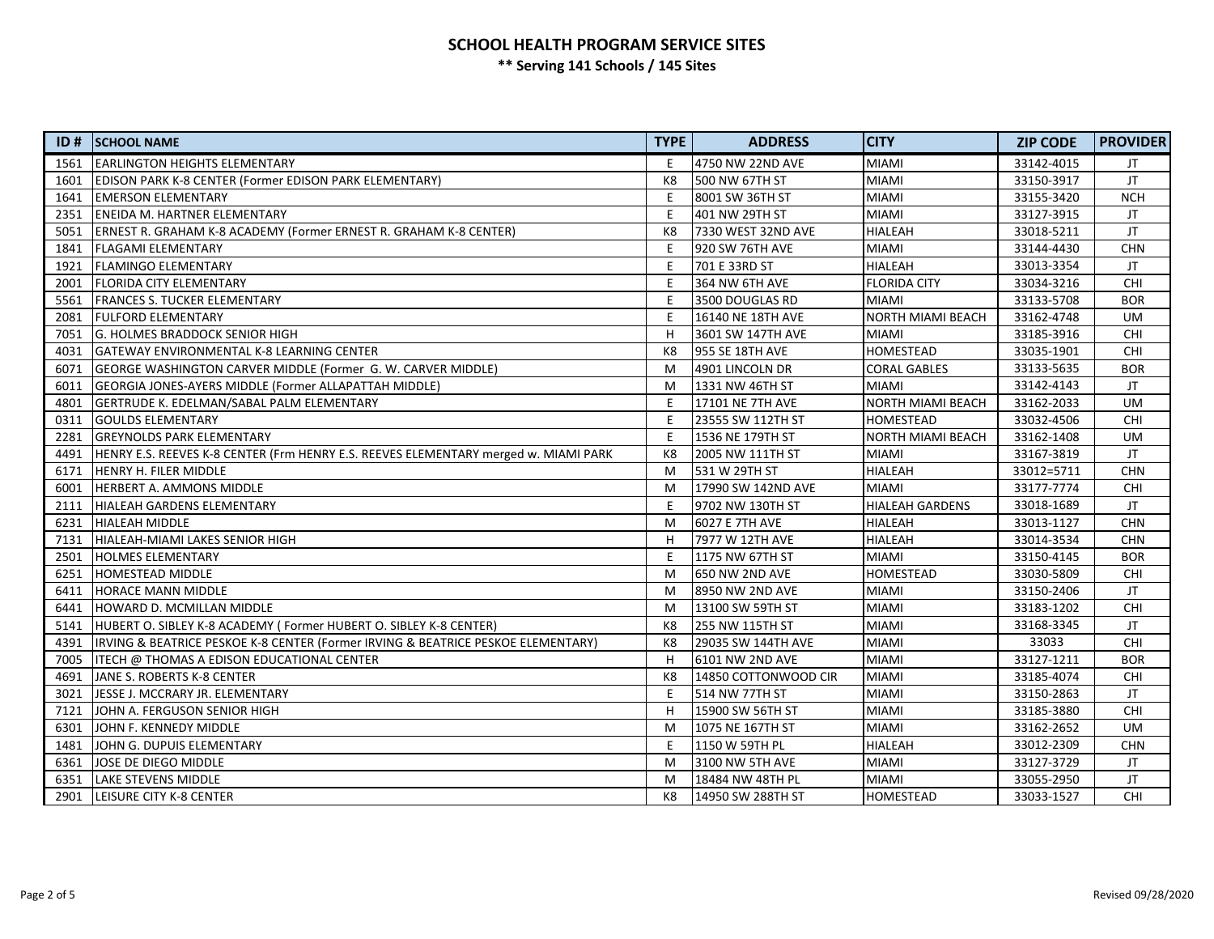# SCHOOL HEALTH PROGRAM SERVICE SITES

**** Serving 141 Schools / 145 Sites**

| ID # | SCHOOL NAME | TYPE | ADDRESS | CITY | ZIP CODE | PROVIDER |
|---|---|---|---|---|---|---|
| 1561 | EARLINGTON HEIGHTS ELEMENTARY | E | 4750 NW 22ND AVE | MIAMI | 33142-4015 | JT |
| 1601 | EDISON PARK K-8 CENTER (Former EDISON PARK ELEMENTARY) | K8 | 500 NW 67TH ST | MIAMI | 33150-3917 | JT |
| 1641 | EMERSON ELEMENTARY | E | 8001 SW 36TH ST | MIAMI | 33155-3420 | NCH |
| 2351 | ENEIDA M. HARTNER ELEMENTARY | E | 401 NW 29TH ST | MIAMI | 33127-3915 | JT |
| 5051 | ERNEST R. GRAHAM K-8 ACADEMY (Former ERNEST R. GRAHAM K-8 CENTER) | K8 | 7330 WEST 32ND AVE | HIALEAH | 33018-5211 | JT |
| 1841 | FLAGAMI ELEMENTARY | E | 920 SW 76TH AVE | MIAMI | 33144-4430 | CHN |
| 1921 | FLAMINGO ELEMENTARY | E | 701 E 33RD ST | HIALEAH | 33013-3354 | JT |
| 2001 | FLORIDA CITY ELEMENTARY | E | 364 NW 6TH AVE | FLORIDA CITY | 33034-3216 | CHI |
| 5561 | FRANCES S. TUCKER ELEMENTARY | E | 3500 DOUGLAS RD | MIAMI | 33133-5708 | BOR |
| 2081 | FULFORD ELEMENTARY | E | 16140 NE 18TH AVE | NORTH MIAMI BEACH | 33162-4748 | UM |
| 7051 | G. HOLMES BRADDOCK SENIOR HIGH | H | 3601 SW 147TH AVE | MIAMI | 33185-3916 | CHI |
| 4031 | GATEWAY ENVIRONMENTAL K-8 LEARNING CENTER | K8 | 955 SE 18TH AVE | HOMESTEAD | 33035-1901 | CHI |
| 6071 | GEORGE WASHINGTON CARVER MIDDLE (Former G. W. CARVER MIDDLE) | M | 4901 LINCOLN DR | CORAL GABLES | 33133-5635 | BOR |
| 6011 | GEORGIA JONES-AYERS MIDDLE (Former ALLAPATTAH MIDDLE) | M | 1331 NW 46TH ST | MIAMI | 33142-4143 | JT |
| 4801 | GERTRUDE K. EDELMAN/SABAL PALM ELEMENTARY | E | 17101 NE 7TH AVE | NORTH MIAMI BEACH | 33162-2033 | UM |
| 0311 | GOULDS ELEMENTARY | E | 23555 SW 112TH ST | HOMESTEAD | 33032-4506 | CHI |
| 2281 | GREYNOLDS PARK ELEMENTARY | E | 1536 NE 179TH ST | NORTH MIAMI BEACH | 33162-1408 | UM |
| 4491 | HENRY E.S. REEVES K-8 CENTER (Frm HENRY E.S. REEVES ELEMENTARY merged w. MIAMI PARK | K8 | 2005 NW 111TH ST | MIAMI | 33167-3819 | JT |
| 6171 | HENRY H. FILER MIDDLE | M | 531 W 29TH ST | HIALEAH | 33012=5711 | CHN |
| 6001 | HERBERT A. AMMONS MIDDLE | M | 17990 SW 142ND AVE | MIAMI | 33177-7774 | CHI |
| 2111 | HIALEAH GARDENS ELEMENTARY | E | 9702 NW 130TH ST | HIALEAH GARDENS | 33018-1689 | JT |
| 6231 | HIALEAH MIDDLE | M | 6027 E 7TH AVE | HIALEAH | 33013-1127 | CHN |
| 7131 | HIALEAH-MIAMI LAKES SENIOR HIGH | H | 7977 W 12TH AVE | HIALEAH | 33014-3534 | CHN |
| 2501 | HOLMES ELEMENTARY | E | 1175 NW 67TH ST | MIAMI | 33150-4145 | BOR |
| 6251 | HOMESTEAD MIDDLE | M | 650 NW 2ND AVE | HOMESTEAD | 33030-5809 | CHI |
| 6411 | HORACE MANN MIDDLE | M | 8950 NW 2ND AVE | MIAMI | 33150-2406 | JT |
| 6441 | HOWARD D. MCMILLAN MIDDLE | M | 13100 SW 59TH ST | MIAMI | 33183-1202 | CHI |
| 5141 | HUBERT O. SIBLEY K-8 ACADEMY ( Former HUBERT O. SIBLEY K-8 CENTER) | K8 | 255 NW 115TH ST | MIAMI | 33168-3345 | JT |
| 4391 | IRVING & BEATRICE PESKOE K-8 CENTER (Former IRVING & BEATRICE PESKOE ELEMENTARY) | K8 | 29035 SW 144TH AVE | MIAMI | 33033 | CHI |
| 7005 | ITECH @ THOMAS A EDISON EDUCATIONAL CENTER | H | 6101 NW 2ND AVE | MIAMI | 33127-1211 | BOR |
| 4691 | JANE S. ROBERTS K-8 CENTER | K8 | 14850 COTTONWOOD CIR | MIAMI | 33185-4074 | CHI |
| 3021 | JESSE J. MCCRARY JR. ELEMENTARY | E | 514 NW 77TH ST | MIAMI | 33150-2863 | JT |
| 7121 | JOHN A. FERGUSON SENIOR HIGH | H | 15900 SW 56TH ST | MIAMI | 33185-3880 | CHI |
| 6301 | JOHN F. KENNEDY MIDDLE | M | 1075 NE 167TH ST | MIAMI | 33162-2652 | UM |
| 1481 | JOHN G. DUPUIS ELEMENTARY | E | 1150 W 59TH PL | HIALEAH | 33012-2309 | CHN |
| 6361 | JOSE DE DIEGO MIDDLE | M | 3100 NW 5TH AVE | MIAMI | 33127-3729 | JT |
| 6351 | LAKE STEVENS MIDDLE | M | 18484 NW 48TH PL | MIAMI | 33055-2950 | JT |
| 2901 | LEISURE CITY K-8 CENTER | K8 | 14950 SW 288TH ST | HOMESTEAD | 33033-1527 | CHI |

Revised 09/28/2020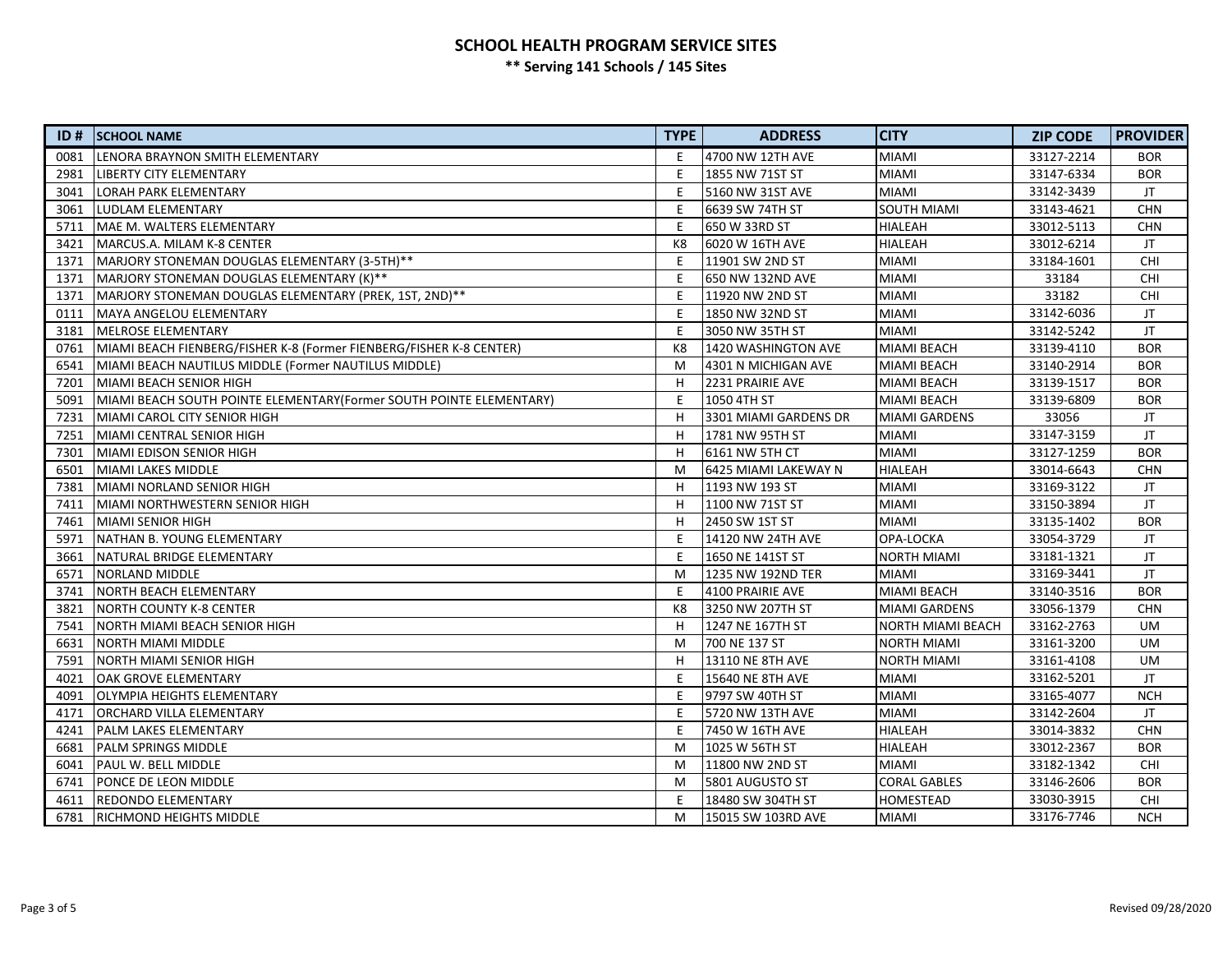# SCHOOL HEALTH PROGRAM SERVICE SITES

**** Serving 141 Schools / 145 Sites**

| ID # | SCHOOL NAME | TYPE | ADDRESS | CITY | ZIP CODE | PROVIDER |
|---|---|---|---|---|---|---|
| 0081 | LENORA BRAYNON SMITH ELEMENTARY | E | 4700 NW 12TH AVE | MIAMI | 33127-2214 | BOR |
| 2981 | LIBERTY CITY ELEMENTARY | E | 1855 NW 71ST ST | MIAMI | 33147-6334 | BOR |
| 3041 | LORAH PARK ELEMENTARY | E | 5160 NW 31ST AVE | MIAMI | 33142-3439 | JT |
| 3061 | LUDLAM ELEMENTARY | E | 6639 SW 74TH ST | SOUTH MIAMI | 33143-4621 | CHN |
| 5711 | MAE M. WALTERS ELEMENTARY | E | 650 W 33RD ST | HIALEAH | 33012-5113 | CHN |
| 3421 | MARCUS.A. MILAM K-8 CENTER | K8 | 6020 W 16TH AVE | HIALEAH | 33012-6214 | JT |
| 1371 | MARJORY STONEMAN DOUGLAS ELEMENTARY (3-5TH)** | E | 11901 SW 2ND ST | MIAMI | 33184-1601 | CHI |
| 1371 | MARJORY STONEMAN DOUGLAS ELEMENTARY (K)** | E | 650 NW 132ND AVE | MIAMI | 33184 | CHI |
| 1371 | MARJORY STONEMAN DOUGLAS ELEMENTARY (PREK, 1ST, 2ND)** | E | 11920 NW 2ND ST | MIAMI | 33182 | CHI |
| 0111 | MAYA ANGELOU ELEMENTARY | E | 1850 NW 32ND ST | MIAMI | 33142-6036 | JT |
| 3181 | MELROSE ELEMENTARY | E | 3050 NW 35TH ST | MIAMI | 33142-5242 | JT |
| 0761 | MIAMI BEACH FIENBERG/FISHER K-8 (Former FIENBERG/FISHER K-8 CENTER) | K8 | 1420 WASHINGTON AVE | MIAMI BEACH | 33139-4110 | BOR |
| 6541 | MIAMI BEACH NAUTILUS MIDDLE (Former NAUTILUS MIDDLE) | M | 4301 N MICHIGAN AVE | MIAMI BEACH | 33140-2914 | BOR |
| 7201 | MIAMI BEACH SENIOR HIGH | H | 2231 PRAIRIE AVE | MIAMI BEACH | 33139-1517 | BOR |
| 5091 | MIAMI BEACH SOUTH POINTE ELEMENTARY(Former SOUTH POINTE ELEMENTARY) | E | 1050 4TH ST | MIAMI BEACH | 33139-6809 | BOR |
| 7231 | MIAMI CAROL CITY SENIOR HIGH | H | 3301 MIAMI GARDENS DR | MIAMI GARDENS | 33056 | JT |
| 7251 | MIAMI CENTRAL SENIOR HIGH | H | 1781 NW 95TH ST | MIAMI | 33147-3159 | JT |
| 7301 | MIAMI EDISON SENIOR HIGH | H | 6161 NW 5TH CT | MIAMI | 33127-1259 | BOR |
| 6501 | MIAMI LAKES MIDDLE | M | 6425 MIAMI LAKEWAY N | HIALEAH | 33014-6643 | CHN |
| 7381 | MIAMI NORLAND SENIOR HIGH | H | 1193 NW 193 ST | MIAMI | 33169-3122 | JT |
| 7411 | MIAMI NORTHWESTERN SENIOR HIGH | H | 1100 NW 71ST ST | MIAMI | 33150-3894 | JT |
| 7461 | MIAMI SENIOR HIGH | H | 2450 SW 1ST ST | MIAMI | 33135-1402 | BOR |
| 5971 | NATHAN B. YOUNG ELEMENTARY | E | 14120 NW 24TH AVE | OPA-LOCKA | 33054-3729 | JT |
| 3661 | NATURAL BRIDGE ELEMENTARY | E | 1650 NE 141ST ST | NORTH MIAMI | 33181-1321 | JT |
| 6571 | NORLAND MIDDLE | M | 1235 NW 192ND TER | MIAMI | 33169-3441 | JT |
| 3741 | NORTH BEACH ELEMENTARY | E | 4100 PRAIRIE AVE | MIAMI BEACH | 33140-3516 | BOR |
| 3821 | NORTH COUNTY K-8 CENTER | K8 | 3250 NW 207TH ST | MIAMI GARDENS | 33056-1379 | CHN |
| 7541 | NORTH MIAMI BEACH SENIOR HIGH | H | 1247 NE 167TH ST | NORTH MIAMI BEACH | 33162-2763 | UM |
| 6631 | NORTH MIAMI MIDDLE | M | 700 NE 137 ST | NORTH MIAMI | 33161-3200 | UM |
| 7591 | NORTH MIAMI SENIOR HIGH | H | 13110 NE 8TH AVE | NORTH MIAMI | 33161-4108 | UM |
| 4021 | OAK GROVE ELEMENTARY | E | 15640 NE 8TH AVE | MIAMI | 33162-5201 | JT |
| 4091 | OLYMPIA HEIGHTS ELEMENTARY | E | 9797 SW 40TH ST | MIAMI | 33165-4077 | NCH |
| 4171 | ORCHARD VILLA ELEMENTARY | E | 5720 NW 13TH AVE | MIAMI | 33142-2604 | JT |
| 4241 | PALM LAKES ELEMENTARY | E | 7450 W 16TH AVE | HIALEAH | 33014-3832 | CHN |
| 6681 | PALM SPRINGS MIDDLE | M | 1025 W 56TH ST | HIALEAH | 33012-2367 | BOR |
| 6041 | PAUL W. BELL MIDDLE | M | 11800 NW 2ND ST | MIAMI | 33182-1342 | CHI |
| 6741 | PONCE DE LEON MIDDLE | M | 5801 AUGUSTO ST | CORAL GABLES | 33146-2606 | BOR |
| 4611 | REDONDO ELEMENTARY | E | 18480 SW 304TH ST | HOMESTEAD | 33030-3915 | CHI |
| 6781 | RICHMOND HEIGHTS MIDDLE | M | 15015 SW 103RD AVE | MIAMI | 33176-7746 | NCH |

Revised 09/28/2020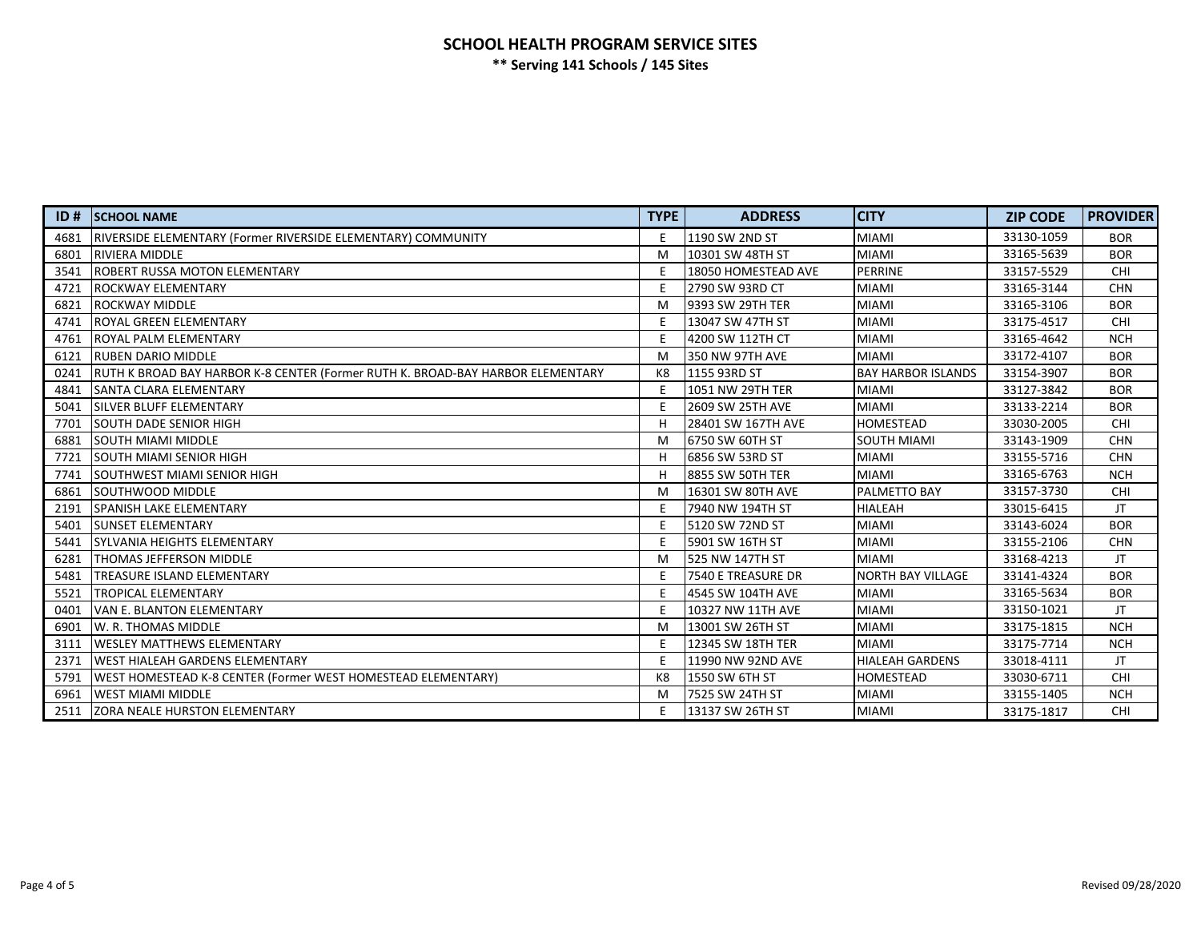**SCHOOL HEALTH PROGRAM SERVICE SITES**

**\*\* Serving 141 Schools / 145 Sites**

| ID # | SCHOOL NAME | TYPE | ADDRESS | CITY | ZIP CODE | PROVIDER |
|---|---|---|---|---|---|---|
| 4681 | RIVERSIDE ELEMENTARY (Former RIVERSIDE ELEMENTARY) COMMUNITY | E | 1190 SW 2ND ST | MIAMI | 33130-1059 | BOR |
| 6801 | RIVIERA MIDDLE | M | 10301 SW 48TH ST | MIAMI | 33165-5639 | BOR |
| 3541 | ROBERT RUSSA MOTON ELEMENTARY | E | 18050 HOMESTEAD AVE | PERRINE | 33157-5529 | CHI |
| 4721 | ROCKWAY ELEMENTARY | E | 2790 SW 93RD CT | MIAMI | 33165-3144 | CHN |
| 6821 | ROCKWAY MIDDLE | M | 9393 SW 29TH TER | MIAMI | 33165-3106 | BOR |
| 4741 | ROYAL GREEN ELEMENTARY | E | 13047 SW 47TH ST | MIAMI | 33175-4517 | CHI |
| 4761 | ROYAL PALM ELEMENTARY | E | 4200 SW 112TH CT | MIAMI | 33165-4642 | NCH |
| 6121 | RUBEN DARIO MIDDLE | M | 350 NW 97TH AVE | MIAMI | 33172-4107 | BOR |
| 0241 | RUTH K BROAD BAY HARBOR K-8 CENTER (Former RUTH K. BROAD-BAY HARBOR ELEMENTARY | K8 | 1155 93RD ST | BAY HARBOR ISLANDS | 33154-3907 | BOR |
| 4841 | SANTA CLARA ELEMENTARY | E | 1051 NW 29TH TER | MIAMI | 33127-3842 | BOR |
| 5041 | SILVER BLUFF ELEMENTARY | E | 2609 SW 25TH AVE | MIAMI | 33133-2214 | BOR |
| 7701 | SOUTH DADE SENIOR HIGH | H | 28401 SW 167TH AVE | HOMESTEAD | 33030-2005 | CHI |
| 6881 | SOUTH MIAMI MIDDLE | M | 6750 SW 60TH ST | SOUTH MIAMI | 33143-1909 | CHN |
| 7721 | SOUTH MIAMI SENIOR HIGH | H | 6856 SW 53RD ST | MIAMI | 33155-5716 | CHN |
| 7741 | SOUTHWEST MIAMI SENIOR HIGH | H | 8855 SW 50TH TER | MIAMI | 33165-6763 | NCH |
| 6861 | SOUTHWOOD MIDDLE | M | 16301 SW 80TH AVE | PALMETTO BAY | 33157-3730 | CHI |
| 2191 | SPANISH LAKE ELEMENTARY | E | 7940 NW 194TH ST | HIALEAH | 33015-6415 | JT |
| 5401 | SUNSET ELEMENTARY | E | 5120 SW 72ND ST | MIAMI | 33143-6024 | BOR |
| 5441 | SYLVANIA HEIGHTS ELEMENTARY | E | 5901 SW 16TH ST | MIAMI | 33155-2106 | CHN |
| 6281 | THOMAS JEFFERSON MIDDLE | M | 525 NW 147TH ST | MIAMI | 33168-4213 | JT |
| 5481 | TREASURE ISLAND ELEMENTARY | E | 7540 E TREASURE DR | NORTH BAY VILLAGE | 33141-4324 | BOR |
| 5521 | TROPICAL ELEMENTARY | E | 4545 SW 104TH AVE | MIAMI | 33165-5634 | BOR |
| 0401 | VAN E. BLANTON ELEMENTARY | E | 10327 NW 11TH AVE | MIAMI | 33150-1021 | JT |
| 6901 | W. R. THOMAS MIDDLE | M | 13001 SW 26TH ST | MIAMI | 33175-1815 | NCH |
| 3111 | WESLEY MATTHEWS ELEMENTARY | E | 12345 SW 18TH TER | MIAMI | 33175-7714 | NCH |
| 2371 | WEST HIALEAH GARDENS ELEMENTARY | E | 11990 NW 92ND AVE | HIALEAH GARDENS | 33018-4111 | JT |
| 5791 | WEST HOMESTEAD K-8 CENTER (Former WEST HOMESTEAD ELEMENTARY) | K8 | 1550 SW 6TH ST | HOMESTEAD | 33030-6711 | CHI |
| 6961 | WEST MIAMI MIDDLE | M | 7525 SW 24TH ST | MIAMI | 33155-1405 | NCH |
| 2511 | ZORA NEALE HURSTON ELEMENTARY | E | 13137 SW 26TH ST | MIAMI | 33175-1817 | CHI |

Revised 09/28/2020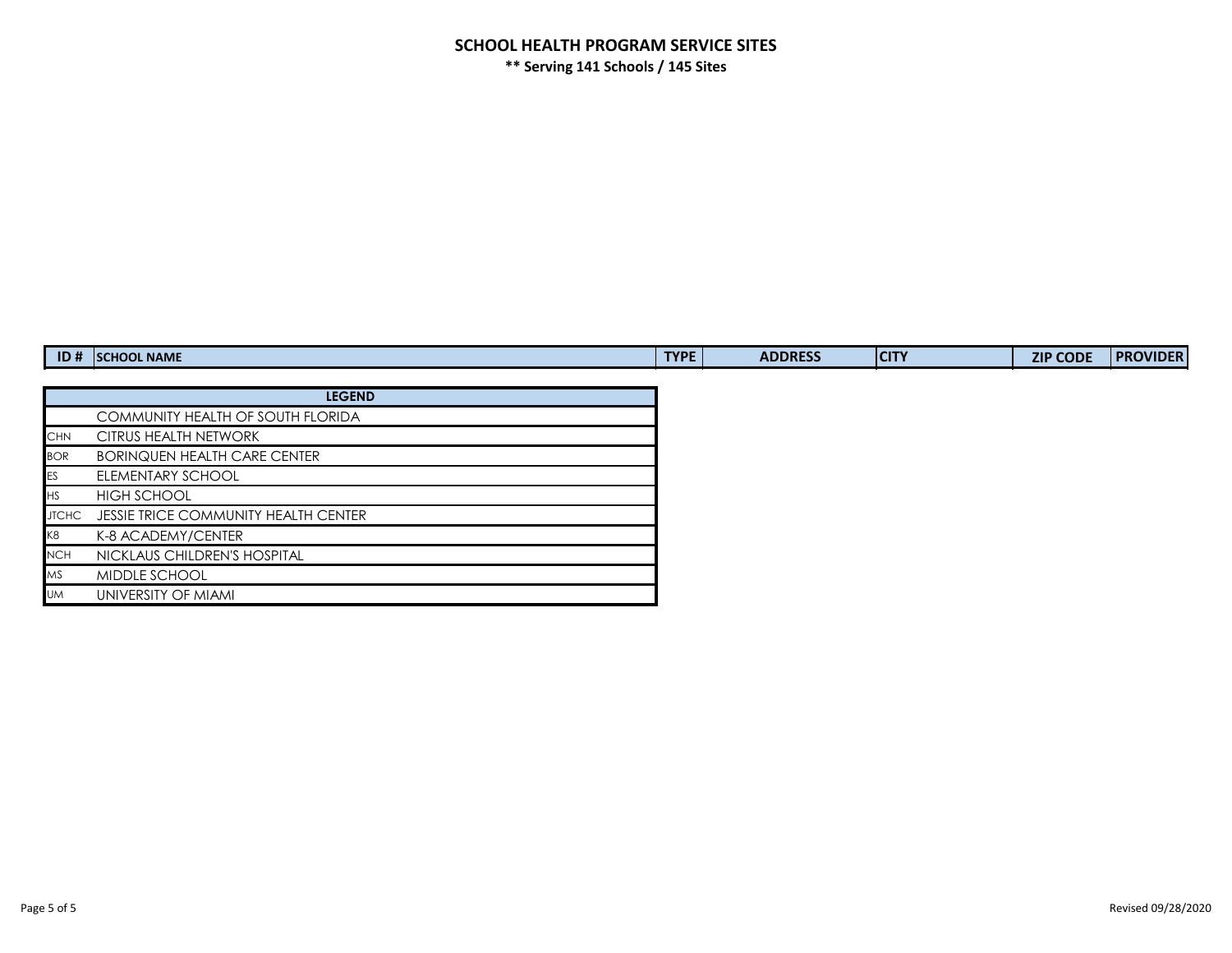## SCHOOL HEALTH PROGRAM SERVICE SITES

**** Serving 141 Schools / 145 Sites**

| ID # | SCHOOL NAME | TYPE | ADDRESS | CITY | ZIP CODE | PROVIDER |
|---|---|---|---|---|---|---|

| | LEGEND |
|---|---|
| | COMMUNITY HEALTH OF SOUTH FLORIDA |
| CHN | CITRUS HEALTH NETWORK |
| BOR | BORINQUEN HEALTH CARE CENTER |
| ES | ELEMENTARY SCHOOL |
| HS | HIGH SCHOOL |
| JTCHC | JESSIE TRICE COMMUNITY HEALTH CENTER |
| K8 | K-8 ACADEMY/CENTER |
| NCH | NICKLAUS CHILDREN'S HOSPITAL |
| MS | MIDDLE SCHOOL |
| UM | UNIVERSITY OF MIAMI |

Revised 09/28/2020